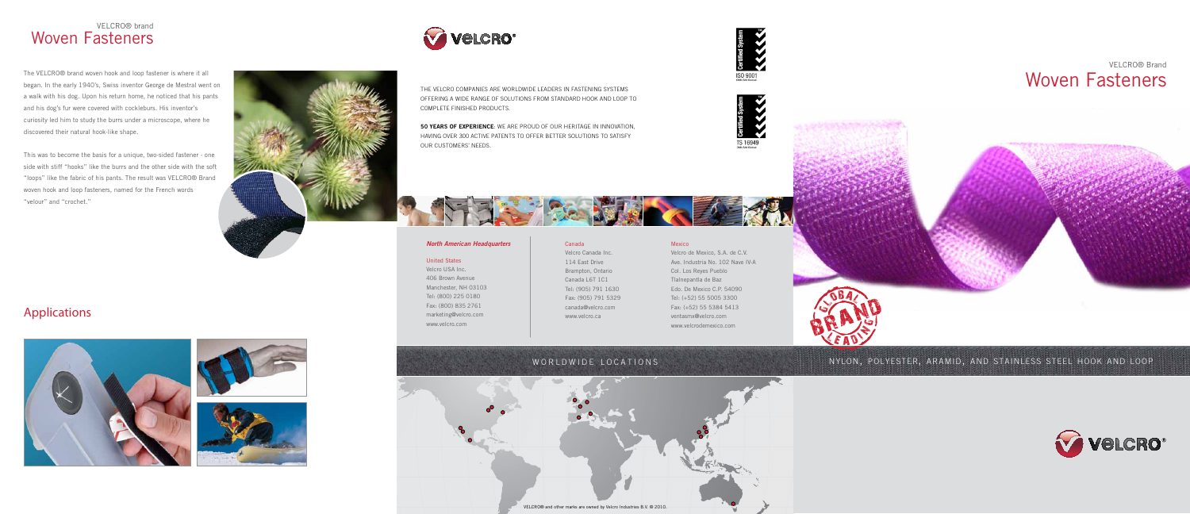## VELCRO® brand
# Woven Fasteners

The VELCRO® brand woven hook and loop fastener is where it all began. In the early 1940's, Swiss inventor George de Mestral went on a walk with his dog. Upon his return home, he noticed that his pants and his dog's fur were covered with cockleburs. His inventor's curiosity led him to study the burrs under a microscope, where he discovered their natural hook-like shape.

This was to become the basis for a unique, two-sided fastener - one side with stiff "hooks" like the burrs and the other side with the soft "loops" like the fabric of his pants. The result was VELCRO® Brand woven hook and loop fasteners, named for the French words "velour" and "crochet."

## Applications

THE VELCRO COMPANIES ARE WORLDWIDE LEADERS IN FASTENING SYSTEMS OFFERING A WIDE RANGE OF SOLUTIONS FROM STANDARD HOOK AND LOOP TO COMPLETE FINISHED PRODUCTS.

**50 YEARS OF EXPERIENCE**. WE ARE PROUD OF OUR HERITAGE IN INNOVATION, HAVING OVER 300 ACTIVE PATENTS TO OFFER BETTER SOLUTIONS TO SATISFY OUR CUSTOMERS' NEEDS.

Certified System ISO 9001

Certified System TS 16949

***North American Headquarters***

**United States**
Velcro USA Inc.
406 Brown Avenue
Manchester, NH 03103
Tel: (800) 225 0180
Fax: (800) 835 2761
marketing@velcro.com
www.velcro.com

**Canada**
Velcro Canada Inc.
114 East Drive
Brampton, Ontario
Canada L6T 1C1
Tel: (905) 791 1630
Fax: (905) 791 5329
canada@velcro.com
www.velcro.ca

**Mexico**
Velcro de Mexico, S.A. de C.V.
Ave. Industria No. 102 Nave IV-A
Col. Los Reyes Pueblo
Tlalnepantla de Baz
Edo. De Mexico C.P. 54090
Tel: (+52) 55 5005 3300
Fax: (+52) 55 5384 5413
ventasmx@velcro.com
www.velcrodemexico.com

WORLDWIDE LOCATIONS

VELCRO® and other marks are owned by Velcro Industries B.V. © 2010.

## VELCRO® Brand
# Woven Fasteners

GLOBAL BRAND LEADING

NYLON, POLYESTER, ARAMID, AND STAINLESS STEEL HOOK AND LOOP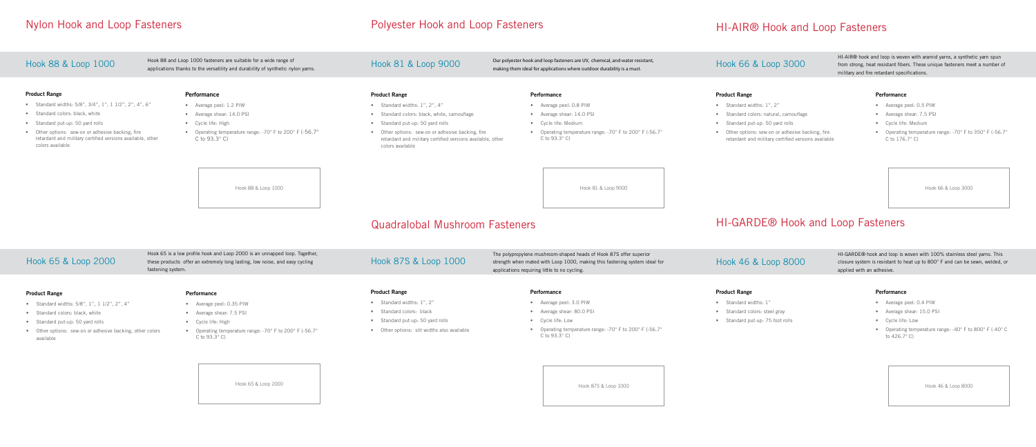# Nylon Hook and Loop Fasteners

## Hook 88 & Loop 1000

Hook 88 and Loop 1000 fasteners are suitable for a wide range of applications thanks to the versatility and durability of synthetic nylon yarns.

**Product Range**

- Standard widths: 5/8", 3/4", 1", 1 1/2", 2", 4", 6"
- Standard colors: black, white
- Standard put-up: 50 yard rolls
- Other options: sew-on or adhesive backing, fire retardant and military certified versions available, other colors available

**Performance**

- Average peel: 1.2 PIW
- Average shear: 14.0 PSI
- Cycle life: High
- Operating temperature range: -70° F to 200° F (-56.7° C to 93.3° C)

Hook 88 & Loop 1000

## Hook 65 & Loop 2000

Hook 65 is a low profile hook and Loop 2000 is an unnapped loop. Together, these products offer an extremely long lasting, low noise, and easy cycling fastening system.

**Product Range**

- Standard widths: 5/8", 1", 1 1/2", 2", 4"
- Standard colors: black, white
- Standard put-up: 50 yard rolls
- Other options: sew-on or adhesive backing, other colors available

**Performance**

- Average peel: 0.35 PIW
- Average shear: 7.5 PSI
- Cycle life: High
- Operating temperature range: -70° F to 200° F (-56.7° C to 93.3° C)

Hook 65 & Loop 2000

# Polyester Hook and Loop Fasteners

## Hook 81 & Loop 9000

Our polyester hook and loop fasteners are UV, chemical, and water resistant, making them ideal for applications where outdoor durability is a must.

**Product Range**

- Standard widths: 1", 2", 4"
- Standard colors: black, white, camouflage
- Standard put-up: 50 yard rolls
- Other options: sew-on or adhesive backing, fire retardant and military certified versions available, other colors available

**Performance**

- Average peel: 0.8 PIW
- Average shear: 14.0 PSI
- Cycle life: Medium
- Operating temperature range: -70° F to 200° F (-56.7° C to 93.3° C)

Hook 81 & Loop 9000

# Quadralobal Mushroom Fasteners

## Hook 87S & Loop 1000

The polypropylene mushroom-shaped heads of Hook 87S offer superior strength when mated with Loop 1000, making this fastening system ideal for applications requiring little to no cycling.

**Product Range**

- Standard widths: 1", 2"
- Standard colors: black
- Standard put-up: 50 yard rolls
- Other options: slit widths also available

**Performance**

- Average peel: 3.0 PIW
- Average shear: 80.0 PSI
- Cycle life: Low
- Operating temperature range: -70° F to 200° F (-56.7° C to 93.3° C)

Hook 87S & Loop 1000

# HI-AIR® Hook and Loop Fasteners

## Hook 66 & Loop 3000

HI-AIR® hook and loop is woven with aramid yarns, a synthetic yarn spun from strong, heat resistant fibers. These unique fasteners meet a number of military and fire retardant specifications.

**Product Range**

- Standard widths: 1", 2"
- Standard colors: natural, camouflage
- Standard put-up: 50 yard rolls
- Other options: sew-on or adhesive backing, fire retardant and military certified versions available

**Performance**

- Average peel: 0.5 PIW
- Average shear: 7.5 PSI
- Cycle life: Medium
- Operating temperature range: -70° F to 350° F (-56.7° C to 176.7° C)

Hook 66 & Loop 3000

# HI-GARDE® Hook and Loop Fasteners

## Hook 46 & Loop 8000

HI-GARDE® hook and loop is woven with 100% stainless steel yarns. This closure system is resistant to heat up to 800° F and can be sewn, welded, or applied with an adhesive.

**Product Range**

- Standard widths: 1"
- Standard colors: steel gray
- Standard put-up: 75 foot rolls

**Performance**

- Average peel: 0.4 PIW
- Average shear: 15.0 PSI
- Cycle life: Low
- Operating temperature range: -40° F to 800° F (-40° C to 426.7° C)

Hook 46 & Loop 8000